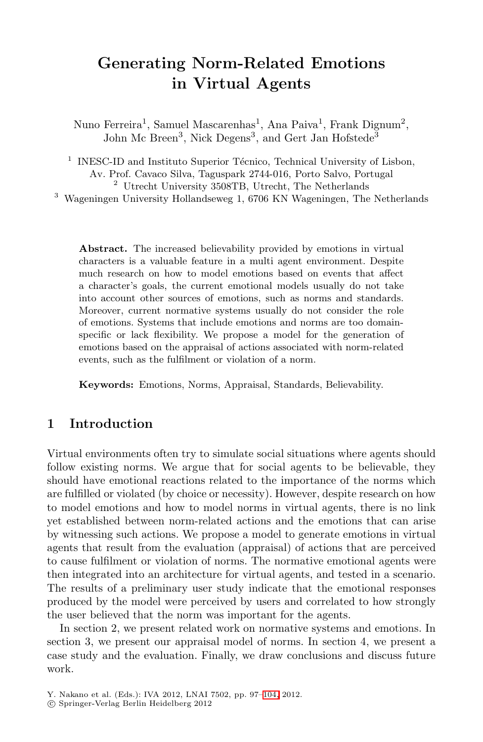# Generating Norm-Related Emotions in Virtual Agents

Nuno Ferreira[1], Samuel Mascarenhas[1], Ana Paiva[1], Frank Dignum[2], John Mc Breen[3], Nick Degens[3], and Gert Jan Hofstede[3]

[1] INESC-ID and Instituto Superior Técnico, Technical University of Lisbon, Av. Prof. Cavaco Silva, Taguspark 2744-016, Porto Salvo, Portugal
[2] Utrecht University 3508TB, Utrecht, The Netherlands
[3] Wageningen University Hollandseweg 1, 6706 KN Wageningen, The Netherlands

**Abstract.** The increased believability provided by emotions in virtual characters is a valuable feature in a multi agent environment. Despite much research on how to model emotions based on events that affect a character's goals, the current emotional models usually do not take into account other sources of emotions, such as norms and standards. Moreover, current normative systems usually do not consider the role of emotions. Systems that include emotions and norms are too domain-specific or lack flexibility. We propose a model for the generation of emotions based on the appraisal of actions associated with norm-related events, such as the fulfilment or violation of a norm.

**Keywords:** Emotions, Norms, Appraisal, Standards, Believability.

## 1 Introduction

Virtual environments often try to simulate social situations where agents should follow existing norms. We argue that for social agents to be believable, they should have emotional reactions related to the importance of the norms which are fulfilled or violated (by choice or necessity). However, despite research on how to model emotions and how to model norms in virtual agents, there is no link yet established between norm-related actions and the emotions that can arise by witnessing such actions. We propose a model to generate emotions in virtual agents that result from the evaluation (appraisal) of actions that are perceived to cause fulfilment or violation of norms. The normative emotional agents were then integrated into an architecture for virtual agents, and tested in a scenario. The results of a preliminary user study indicate that the emotional responses produced by the model were perceived by users and correlated to how strongly the user believed that the norm was important for the agents.

In section 2, we present related work on normative systems and emotions. In section 3, we present our appraisal model of norms. In section 4, we present a case study and the evaluation. Finally, we draw conclusions and discuss future work.

Y. Nakano et al. (Eds.): IVA 2012, LNAI 7502, pp. 97–104, 2012.
© Springer-Verlag Berlin Heidelberg 2012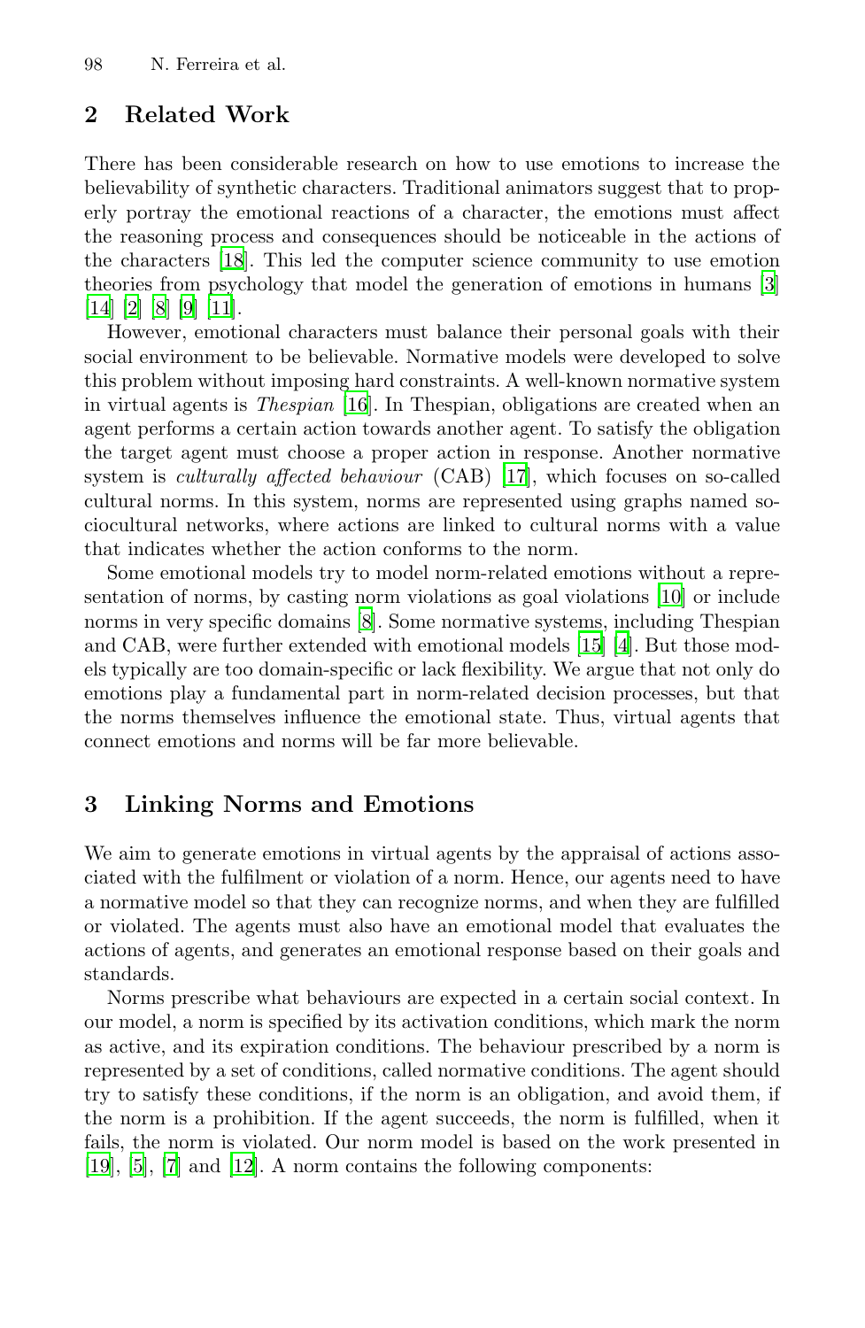## 2 Related Work

There has been considerable research on how to use emotions to increase the believability of synthetic characters. Traditional animators suggest that to properly portray the emotional reactions of a character, the emotions must affect the reasoning process and consequences should be noticeable in the actions of the characters [18]. This led the computer science community to use emotion theories from psychology that model the generation of emotions in humans [3] [14] [2] [8] [9] [11].

However, emotional characters must balance their personal goals with their social environment to be believable. Normative models were developed to solve this problem without imposing hard constraints. A well-known normative system in virtual agents is *Thespian* [16]. In Thespian, obligations are created when an agent performs a certain action towards another agent. To satisfy the obligation the target agent must choose a proper action in response. Another normative system is *culturally affected behaviour* (CAB) [17], which focuses on so-called cultural norms. In this system, norms are represented using graphs named sociocultural networks, where actions are linked to cultural norms with a value that indicates whether the action conforms to the norm.

Some emotional models try to model norm-related emotions without a representation of norms, by casting norm violations as goal violations [10] or include norms in very specific domains [8]. Some normative systems, including Thespian and CAB, were further extended with emotional models [15] [4]. But those models typically are too domain-specific or lack flexibility. We argue that not only do emotions play a fundamental part in norm-related decision processes, but that the norms themselves influence the emotional state. Thus, virtual agents that connect emotions and norms will be far more believable.

## 3 Linking Norms and Emotions

We aim to generate emotions in virtual agents by the appraisal of actions associated with the fulfilment or violation of a norm. Hence, our agents need to have a normative model so that they can recognize norms, and when they are fulfilled or violated. The agents must also have an emotional model that evaluates the actions of agents, and generates an emotional response based on their goals and standards.

Norms prescribe what behaviours are expected in a certain social context. In our model, a norm is specified by its activation conditions, which mark the norm as active, and its expiration conditions. The behaviour prescribed by a norm is represented by a set of conditions, called normative conditions. The agent should try to satisfy these conditions, if the norm is an obligation, and avoid them, if the norm is a prohibition. If the agent succeeds, the norm is fulfilled, when it fails, the norm is violated. Our norm model is based on the work presented in [19], [5], [7] and [12]. A norm contains the following components: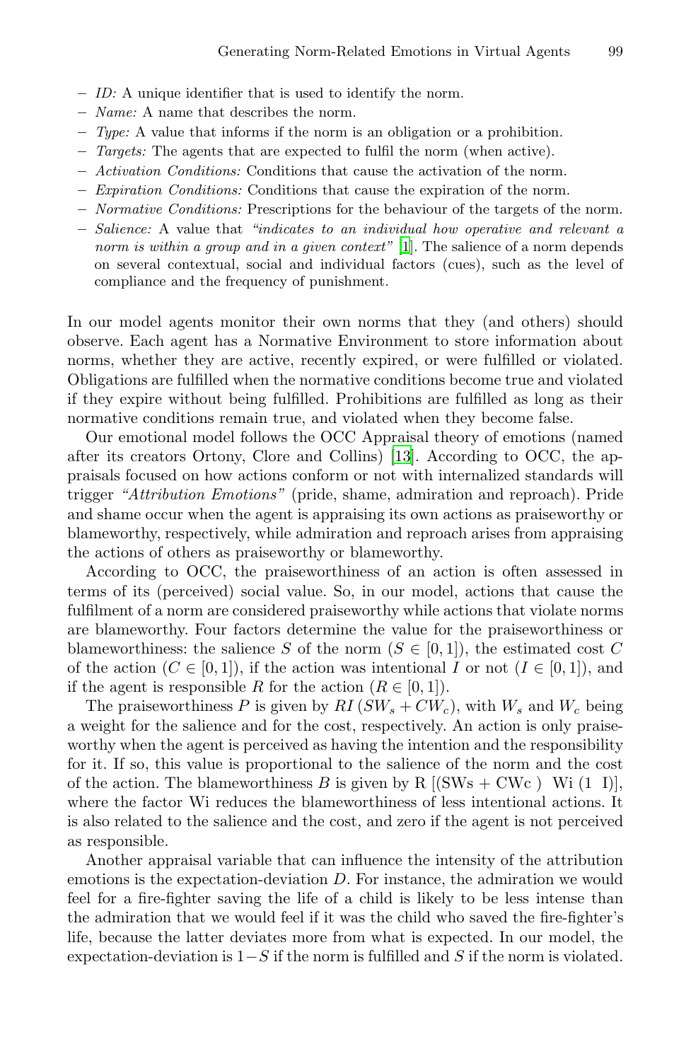- *ID:* A unique identifier that is used to identify the norm.
- *Name:* A name that describes the norm.
- *Type:* A value that informs if the norm is an obligation or a prohibition.
- *Targets:* The agents that are expected to fulfil the norm (when active).
- *Activation Conditions:* Conditions that cause the activation of the norm.
- *Expiration Conditions:* Conditions that cause the expiration of the norm.
- *Normative Conditions:* Prescriptions for the behaviour of the targets of the norm.
- *Salience:* A value that *"indicates to an individual how operative and relevant a norm is within a group and in a given context"* [1]. The salience of a norm depends on several contextual, social and individual factors (cues), such as the level of compliance and the frequency of punishment.

In our model agents monitor their own norms that they (and others) should observe. Each agent has a Normative Environment to store information about norms, whether they are active, recently expired, or were fulfilled or violated. Obligations are fulfilled when the normative conditions become true and violated if they expire without being fulfilled. Prohibitions are fulfilled as long as their normative conditions remain true, and violated when they become false.

Our emotional model follows the OCC Appraisal theory of emotions (named after its creators Ortony, Clore and Collins) [13]. According to OCC, the appraisals focused on how actions conform or not with internalized standards will trigger *"Attribution Emotions"* (pride, shame, admiration and reproach). Pride and shame occur when the agent is appraising its own actions as praiseworthy or blameworthy, respectively, while admiration and reproach arises from appraising the actions of others as praiseworthy or blameworthy.

According to OCC, the praiseworthiness of an action is often assessed in terms of its (perceived) social value. So, in our model, actions that cause the fulfilment of a norm are considered praiseworthy while actions that violate norms are blameworthy. Four factors determine the value for the praiseworthiness or blameworthiness: the salience $S$ of the norm ($S \in [0, 1]$), the estimated cost $C$ of the action ($C \in [0, 1]$), if the action was intentional $I$ or not ($I \in [0, 1]$), and if the agent is responsible $R$ for the action ($R \in [0, 1]$).

The praiseworthiness $P$ is given by $RI\,(SW_s + CW_c)$, with $W_s$ and $W_c$ being a weight for the salience and for the cost, respectively. An action is only praiseworthy when the agent is perceived as having the intention and the responsibility for it. If so, this value is proportional to the salience of the norm and the cost of the action. The blameworthiness $B$ is given by R [(SWs + CWc )  Wi (1  I)], where the factor Wi reduces the blameworthiness of less intentional actions. It is also related to the salience and the cost, and zero if the agent is not perceived as responsible.

Another appraisal variable that can influence the intensity of the attribution emotions is the expectation-deviation $D$. For instance, the admiration we would feel for a fire-fighter saving the life of a child is likely to be less intense than the admiration that we would feel if it was the child who saved the fire-fighter's life, because the latter deviates more from what is expected. In our model, the expectation-deviation is $1-S$ if the norm is fulfilled and $S$ if the norm is violated.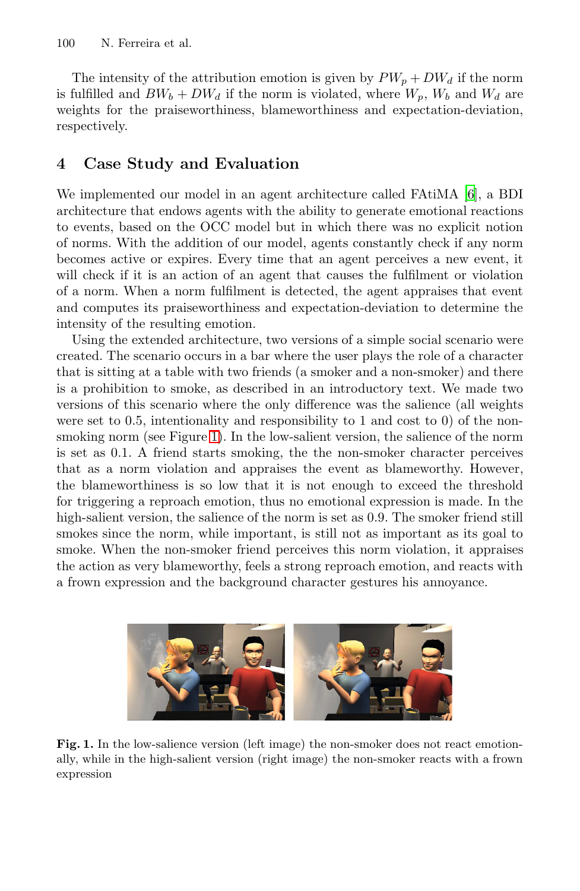The intensity of the attribution emotion is given by $PW_p + DW_d$ if the norm is fulfilled and $BW_b + DW_d$ if the norm is violated, where $W_p$, $W_b$ and $W_d$ are weights for the praiseworthiness, blameworthiness and expectation-deviation, respectively.

## 4 Case Study and Evaluation

We implemented our model in an agent architecture called FAtiMA [6], a BDI architecture that endows agents with the ability to generate emotional reactions to events, based on the OCC model but in which there was no explicit notion of norms. With the addition of our model, agents constantly check if any norm becomes active or expires. Every time that an agent perceives a new event, it will check if it is an action of an agent that causes the fulfilment or violation of a norm. When a norm fulfilment is detected, the agent appraises that event and computes its praiseworthiness and expectation-deviation to determine the intensity of the resulting emotion.

Using the extended architecture, two versions of a simple social scenario were created. The scenario occurs in a bar where the user plays the role of a character that is sitting at a table with two friends (a smoker and a non-smoker) and there is a prohibition to smoke, as described in an introductory text. We made two versions of this scenario where the only difference was the salience (all weights were set to 0.5, intentionality and responsibility to 1 and cost to 0) of the non-smoking norm (see Figure 1). In the low-salient version, the salience of the norm is set as 0.1. A friend starts smoking, the the non-smoker character perceives that as a norm violation and appraises the event as blameworthy. However, the blameworthiness is so low that it is not enough to exceed the threshold for triggering a reproach emotion, thus no emotional expression is made. In the high-salient version, the salience of the norm is set as 0.9. The smoker friend still smokes since the norm, while important, is still not as important as its goal to smoke. When the non-smoker friend perceives this norm violation, it appraises the action as very blameworthy, feels a strong reproach emotion, and reacts with a frown expression and the background character gestures his annoyance.

**Fig. 1.** In the low-salience version (left image) the non-smoker does not react emotionally, while in the high-salient version (right image) the non-smoker reacts with a frown expression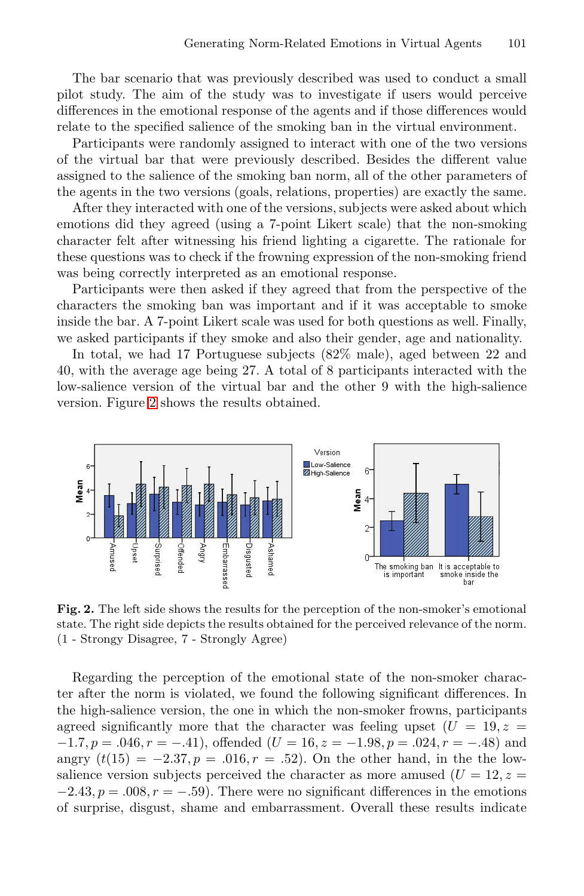The bar scenario that was previously described was used to conduct a small pilot study. The aim of the study was to investigate if users would perceive differences in the emotional response of the agents and if those differences would relate to the specified salience of the smoking ban in the virtual environment.

Participants were randomly assigned to interact with one of the two versions of the virtual bar that were previously described. Besides the different value assigned to the salience of the smoking ban norm, all of the other parameters of the agents in the two versions (goals, relations, properties) are exactly the same.

After they interacted with one of the versions, subjects were asked about which emotions did they agreed (using a 7-point Likert scale) that the non-smoking character felt after witnessing his friend lighting a cigarette. The rationale for these questions was to check if the frowning expression of the non-smoking friend was being correctly interpreted as an emotional response.

Participants were then asked if they agreed that from the perspective of the characters the smoking ban was important and if it was acceptable to smoke inside the bar. A 7-point Likert scale was used for both questions as well. Finally, we asked participants if they smoke and also their gender, age and nationality.

In total, we had 17 Portuguese subjects (82% male), aged between 22 and 40, with the average age being 27. A total of 8 participants interacted with the low-salience version of the virtual bar and the other 9 with the high-salience version. Figure 2 shows the results obtained.

**Fig. 2.** The left side shows the results for the perception of the non-smoker's emotional state. The right side depicts the results obtained for the perceived relevance of the norm. (1 - Strongy Disagree, 7 - Strongly Agree)

Regarding the perception of the emotional state of the non-smoker character after the norm is violated, we found the following significant differences. In the high-salience version, the one in which the non-smoker frowns, participants agreed significantly more that the character was feeling upset ($U = 19, z = -1.7, p = .046, r = -.41$), offended ($U = 16, z = -1.98, p = .024, r = -.48$) and angry ($t(15) = -2.37, p = .016, r = .52$). On the other hand, in the the low-salience version subjects perceived the character as more amused ($U = 12, z = -2.43, p = .008, r = -.59$). There were no significant differences in the emotions of surprise, disgust, shame and embarrassment. Overall these results indicate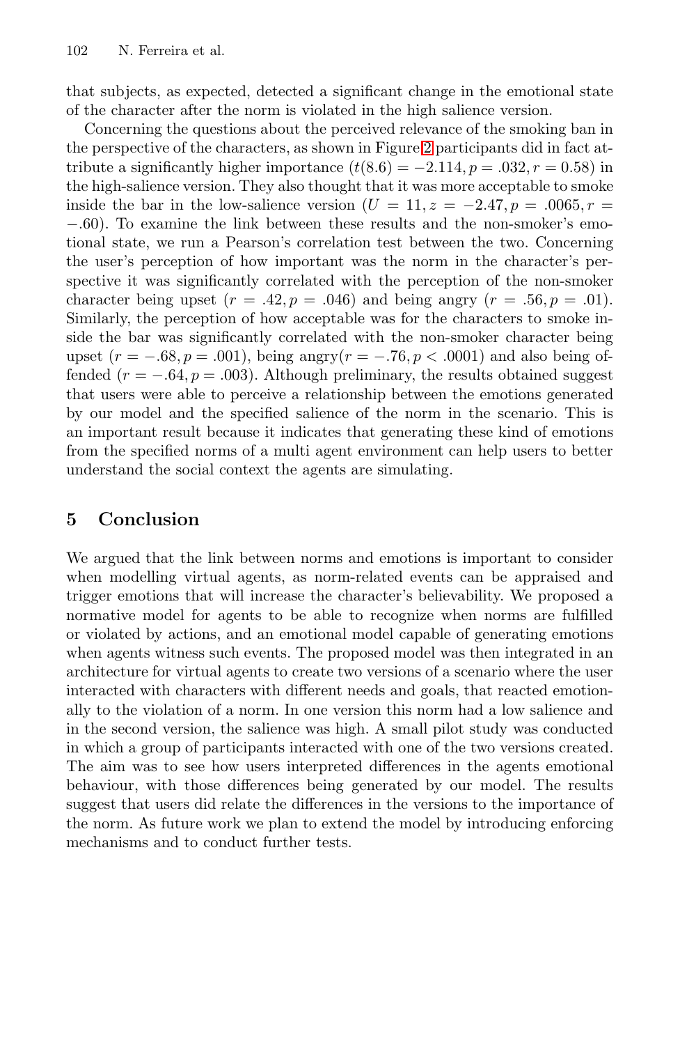that subjects, as expected, detected a significant change in the emotional state of the character after the norm is violated in the high salience version.

Concerning the questions about the perceived relevance of the smoking ban in the perspective of the characters, as shown in Figure 2 participants did in fact attribute a significantly higher importance ($t(8.6) = -2.114, p = .032, r = 0.58$) in the high-salience version. They also thought that it was more acceptable to smoke inside the bar in the low-salience version ($U = 11, z = -2.47, p = .0065, r = -.60$). To examine the link between these results and the non-smoker's emotional state, we run a Pearson's correlation test between the two. Concerning the user's perception of how important was the norm in the character's perspective it was significantly correlated with the perception of the non-smoker character being upset ($r = .42, p = .046$) and being angry ($r = .56, p = .01$). Similarly, the perception of how acceptable was for the characters to smoke inside the bar was significantly correlated with the non-smoker character being upset ($r = -.68, p = .001$), being angry($r = -.76, p < .0001$) and also being offended ($r = -.64, p = .003$). Although preliminary, the results obtained suggest that users were able to perceive a relationship between the emotions generated by our model and the specified salience of the norm in the scenario. This is an important result because it indicates that generating these kind of emotions from the specified norms of a multi agent environment can help users to better understand the social context the agents are simulating.

## 5 Conclusion

We argued that the link between norms and emotions is important to consider when modelling virtual agents, as norm-related events can be appraised and trigger emotions that will increase the character's believability. We proposed a normative model for agents to be able to recognize when norms are fulfilled or violated by actions, and an emotional model capable of generating emotions when agents witness such events. The proposed model was then integrated in an architecture for virtual agents to create two versions of a scenario where the user interacted with characters with different needs and goals, that reacted emotionally to the violation of a norm. In one version this norm had a low salience and in the second version, the salience was high. A small pilot study was conducted in which a group of participants interacted with one of the two versions created. The aim was to see how users interpreted differences in the agents emotional behaviour, with those differences being generated by our model. The results suggest that users did relate the differences in the versions to the importance of the norm. As future work we plan to extend the model by introducing enforcing mechanisms and to conduct further tests.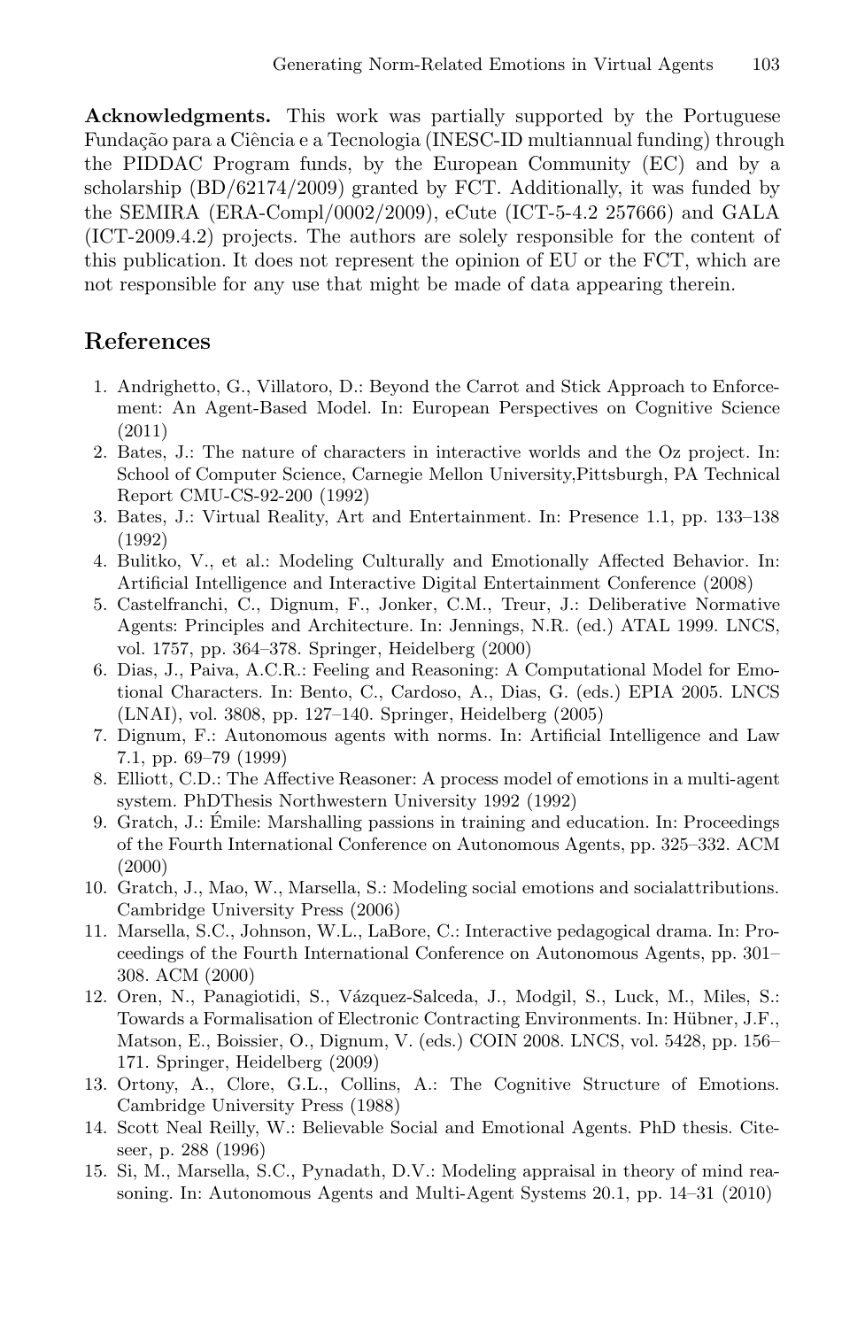**Acknowledgments.** This work was partially supported by the Portuguese Fundação para a Ciência e a Tecnologia (INESC-ID multiannual funding) through the PIDDAC Program funds, by the European Community (EC) and by a scholarship (BD/62174/2009) granted by FCT. Additionally, it was funded by the SEMIRA (ERA-Compl/0002/2009), eCute (ICT-5-4.2 257666) and GALA (ICT-2009.4.2) projects. The authors are solely responsible for the content of this publication. It does not represent the opinion of EU or the FCT, which are not responsible for any use that might be made of data appearing therein.

## References

1. Andrighetto, G., Villatoro, D.: Beyond the Carrot and Stick Approach to Enforcement: An Agent-Based Model. In: European Perspectives on Cognitive Science (2011)
2. Bates, J.: The nature of characters in interactive worlds and the Oz project. In: School of Computer Science, Carnegie Mellon University,Pittsburgh, PA Technical Report CMU-CS-92-200 (1992)
3. Bates, J.: Virtual Reality, Art and Entertainment. In: Presence 1.1, pp. 133–138 (1992)
4. Bulitko, V., et al.: Modeling Culturally and Emotionally Affected Behavior. In: Artificial Intelligence and Interactive Digital Entertainment Conference (2008)
5. Castelfranchi, C., Dignum, F., Jonker, C.M., Treur, J.: Deliberative Normative Agents: Principles and Architecture. In: Jennings, N.R. (ed.) ATAL 1999. LNCS, vol. 1757, pp. 364–378. Springer, Heidelberg (2000)
6. Dias, J., Paiva, A.C.R.: Feeling and Reasoning: A Computational Model for Emotional Characters. In: Bento, C., Cardoso, A., Dias, G. (eds.) EPIA 2005. LNCS (LNAI), vol. 3808, pp. 127–140. Springer, Heidelberg (2005)
7. Dignum, F.: Autonomous agents with norms. In: Artificial Intelligence and Law 7.1, pp. 69–79 (1999)
8. Elliott, C.D.: The Affective Reasoner: A process model of emotions in a multi-agent system. PhDThesis Northwestern University 1992 (1992)
9. Gratch, J.: Émile: Marshalling passions in training and education. In: Proceedings of the Fourth International Conference on Autonomous Agents, pp. 325–332. ACM (2000)
10. Gratch, J., Mao, W., Marsella, S.: Modeling social emotions and socialattributions. Cambridge University Press (2006)
11. Marsella, S.C., Johnson, W.L., LaBore, C.: Interactive pedagogical drama. In: Proceedings of the Fourth International Conference on Autonomous Agents, pp. 301–308. ACM (2000)
12. Oren, N., Panagiotidi, S., Vázquez-Salceda, J., Modgil, S., Luck, M., Miles, S.: Towards a Formalisation of Electronic Contracting Environments. In: Hübner, J.F., Matson, E., Boissier, O., Dignum, V. (eds.) COIN 2008. LNCS, vol. 5428, pp. 156–171. Springer, Heidelberg (2009)
13. Ortony, A., Clore, G.L., Collins, A.: The Cognitive Structure of Emotions. Cambridge University Press (1988)
14. Scott Neal Reilly, W.: Believable Social and Emotional Agents. PhD thesis. Citeseer, p. 288 (1996)
15. Si, M., Marsella, S.C., Pynadath, D.V.: Modeling appraisal in theory of mind reasoning. In: Autonomous Agents and Multi-Agent Systems 20.1, pp. 14–31 (2010)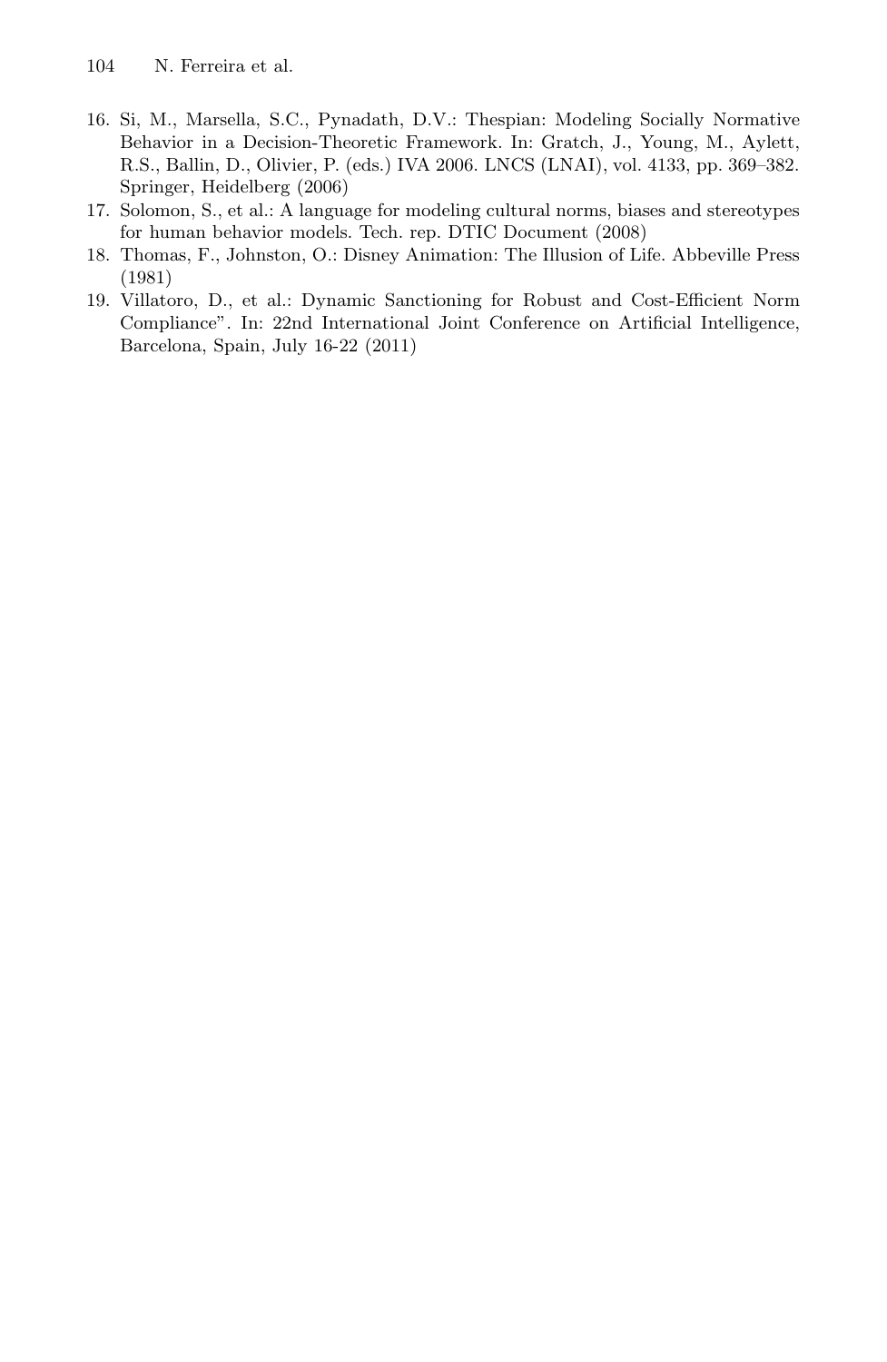16. Si, M., Marsella, S.C., Pynadath, D.V.: Thespian: Modeling Socially Normative Behavior in a Decision-Theoretic Framework. In: Gratch, J., Young, M., Aylett, R.S., Ballin, D., Olivier, P. (eds.) IVA 2006. LNCS (LNAI), vol. 4133, pp. 369–382. Springer, Heidelberg (2006)
17. Solomon, S., et al.: A language for modeling cultural norms, biases and stereotypes for human behavior models. Tech. rep. DTIC Document (2008)
18. Thomas, F., Johnston, O.: Disney Animation: The Illusion of Life. Abbeville Press (1981)
19. Villatoro, D., et al.: Dynamic Sanctioning for Robust and Cost-Efficient Norm Compliance". In: 22nd International Joint Conference on Artificial Intelligence, Barcelona, Spain, July 16-22 (2011)